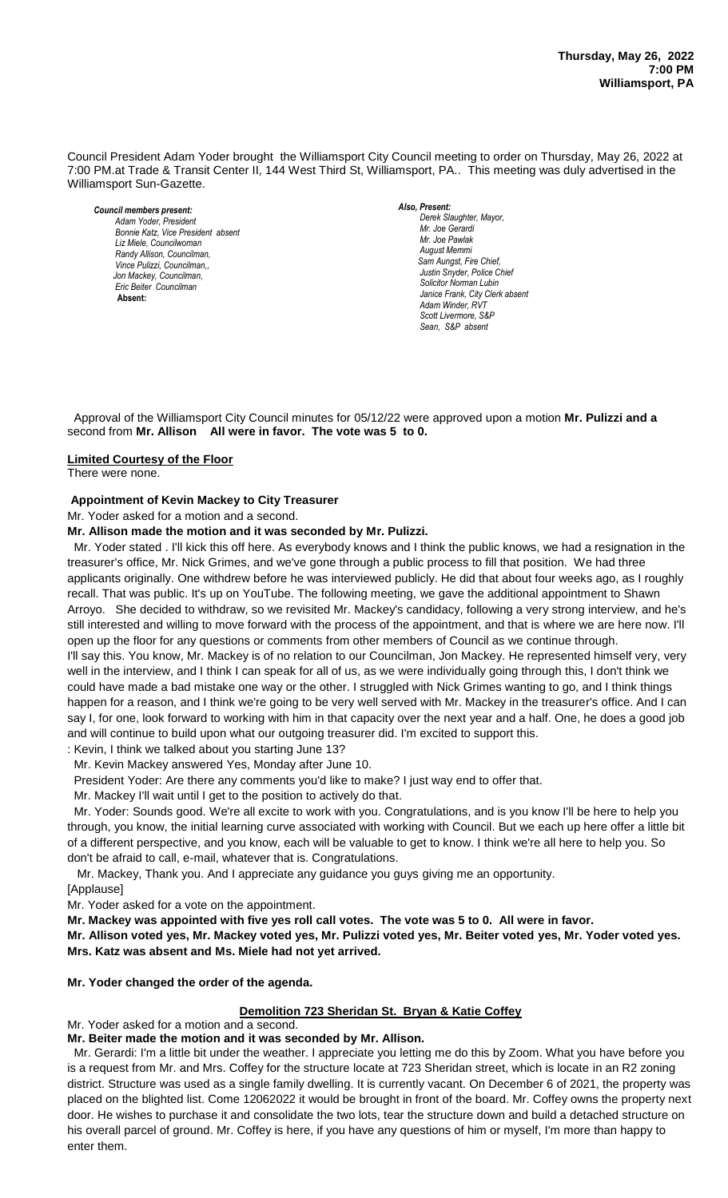**Thursday, May 26, 2022**
**7:00 PM**
**Williamsport, PA**

Council President Adam Yoder brought the Williamsport City Council meeting to order on Thursday, May 26, 2022 at 7:00 PM.at Trade & Transit Center II, 144 West Third St, Williamsport, PA.. This meeting was duly advertised in the Williamsport Sun-Gazette.

***Council members present:***
*Adam Yoder, President*
*Bonnie Katz, Vice President absent*
*Liz Miele, Councilwoman*
*Randy Allison, Councilman,*
*Vince Pulizzi, Councilman,,*
*Jon Mackey, Councilman,*
*Eric Beiter Councilman*
**Absent:**

***Also, Present:***
*Derek Slaughter, Mayor,*
*Mr. Joe Gerardi*
*Mr. Joe Pawlak*
*August Memmi*
*Sam Aungst, Fire Chief,*
*Justin Snyder, Police Chief*
*Solicitor Norman Lubin*
*Janice Frank, City Clerk absent*
*Adam Winder, RVT*
*Scott Livermore, S&P*
*Sean, S&P absent*

Approval of the Williamsport City Council minutes for 05/12/22 were approved upon a motion **Mr. Pulizzi and a** second from **Mr. Allison All were in favor. The vote was 5 to 0.**

**Limited Courtesy of the Floor**

There were none.

**Appointment of Kevin Mackey to City Treasurer**

Mr. Yoder asked for a motion and a second.

**Mr. Allison made the motion and it was seconded by Mr. Pulizzi.**

Mr. Yoder stated . I'll kick this off here. As everybody knows and I think the public knows, we had a resignation in the treasurer's office, Mr. Nick Grimes, and we've gone through a public process to fill that position. We had three applicants originally. One withdrew before he was interviewed publicly. He did that about four weeks ago, as I roughly recall. That was public. It's up on YouTube. The following meeting, we gave the additional appointment to Shawn Arroyo. She decided to withdraw, so we revisited Mr. Mackey's candidacy, following a very strong interview, and he's still interested and willing to move forward with the process of the appointment, and that is where we are here now. I'll open up the floor for any questions or comments from other members of Council as we continue through.

I'll say this. You know, Mr. Mackey is of no relation to our Councilman, Jon Mackey. He represented himself very, very well in the interview, and I think I can speak for all of us, as we were individually going through this, I don't think we could have made a bad mistake one way or the other. I struggled with Nick Grimes wanting to go, and I think things happen for a reason, and I think we're going to be very well served with Mr. Mackey in the treasurer's office. And I can say I, for one, look forward to working with him in that capacity over the next year and a half. One, he does a good job and will continue to build upon what our outgoing treasurer did. I'm excited to support this.

: Kevin, I think we talked about you starting June 13?

Mr. Kevin Mackey answered Yes, Monday after June 10.

President Yoder: Are there any comments you'd like to make? I just way end to offer that.

Mr. Mackey I'll wait until I get to the position to actively do that.

Mr. Yoder: Sounds good. We're all excite to work with you. Congratulations, and is you know I'll be here to help you through, you know, the initial learning curve associated with working with Council. But we each up here offer a little bit of a different perspective, and you know, each will be valuable to get to know. I think we're all here to help you. So don't be afraid to call, e-mail, whatever that is. Congratulations.

Mr. Mackey, Thank you. And I appreciate any guidance you guys giving me an opportunity.

[Applause]

Mr. Yoder asked for a vote on the appointment.

**Mr. Mackey was appointed with five yes roll call votes. The vote was 5 to 0. All were in favor.**

**Mr. Allison voted yes, Mr. Mackey voted yes, Mr. Pulizzi voted yes, Mr. Beiter voted yes, Mr. Yoder voted yes. Mrs. Katz was absent and Ms. Miele had not yet arrived.**

**Mr. Yoder changed the order of the agenda.**

**Demolition 723 Sheridan St. Bryan & Katie Coffey**

Mr. Yoder asked for a motion and a second.

**Mr. Beiter made the motion and it was seconded by Mr. Allison.**

Mr. Gerardi: I'm a little bit under the weather. I appreciate you letting me do this by Zoom. What you have before you is a request from Mr. and Mrs. Coffey for the structure locate at 723 Sheridan street, which is locate in an R2 zoning district. Structure was used as a single family dwelling. It is currently vacant. On December 6 of 2021, the property was placed on the blighted list. Come 12062022 it would be brought in front of the board. Mr. Coffey owns the property next door. He wishes to purchase it and consolidate the two lots, tear the structure down and build a detached structure on his overall parcel of ground. Mr. Coffey is here, if you have any questions of him or myself, I'm more than happy to enter them.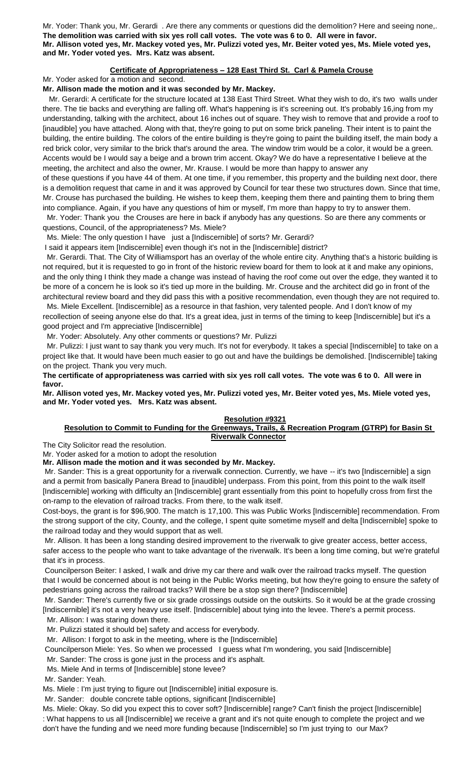Mr. Yoder: Thank you, Mr. Gerardi . Are there any comments or questions did the demolition? Here and seeing none,. **The demolition was carried with six yes roll call votes. The vote was 6 to 0. All were in favor. Mr. Allison voted yes, Mr. Mackey voted yes, Mr. Pulizzi voted yes, Mr. Beiter voted yes, Ms. Miele voted yes, and Mr. Yoder voted yes. Mrs. Katz was absent.**

**Certificate of Appropriateness – 128 East Third St. Carl & Pamela Crouse**

Mr. Yoder asked for a motion and second.

**Mr. Allison made the motion and it was seconded by Mr. Mackey.**

Mr. Gerardi: A certificate for the structure located at 138 East Third Street. What they wish to do, it's two walls under there. The tie backs and everything are falling off. What's happening is it's screening out. It's probably 16,ing from my understanding, talking with the architect, about 16 inches out of square. They wish to remove that and provide a roof to [inaudible] you have attached. Along with that, they're going to put on some brick paneling. Their intent is to paint the building, the entire building. The colors of the entire building is they're going to paint the building itself, the main body a red brick color, very similar to the brick that's around the area. The window trim would be a color, it would be a green. Accents would be I would say a beige and a brown trim accent. Okay? We do have a representative I believe at the meeting, the architect and also the owner, Mr. Krause. I would be more than happy to answer any of these questions if you have 44 of them. At one time, if you remember, this property and the building next door, there is a demolition request that came in and it was approved by Council for tear these two structures down. Since that time, Mr. Crouse has purchased the building. He wishes to keep them, keeping them there and painting them to bring them into compliance. Again, if you have any questions of him or myself, I'm more than happy to try to answer them.

Mr. Yoder: Thank you the Crouses are here in back if anybody has any questions. So are there any comments or questions, Council, of the appropriateness? Ms. Miele?

Ms. Miele: The only question I have just a [Indiscernible] of sorts? Mr. Gerardi?

I said it appears item [Indiscernible] even though it's not in the [Indiscernible] district?

Mr. Gerardi. That. The City of Williamsport has an overlay of the whole entire city. Anything that's a historic building is not required, but it is requested to go in front of the historic review board for them to look at it and make any opinions, and the only thing I think they made a change was instead of having the roof come out over the edge, they wanted it to be more of a concern he is look so it's tied up more in the building. Mr. Crouse and the architect did go in front of the architectural review board and they did pass this with a positive recommendation, even though they are not required to.

Ms. Miele Excellent. [Indiscernible] as a resource in that fashion, very talented people. And I don't know of my recollection of seeing anyone else do that. It's a great idea, just in terms of the timing to keep [Indiscernible] but it's a good project and I'm appreciative [Indiscernible]

Mr. Yoder: Absolutely. Any other comments or questions? Mr. Pulizzi

Mr. Pulizzi: I just want to say thank you very much. It's not for everybody. It takes a special [Indiscernible] to take on a project like that. It would have been much easier to go out and have the buildings be demolished. [Indiscernible] taking on the project. Thank you very much.

**The certificate of appropriateness was carried with six yes roll call votes. The vote was 6 to 0. All were in favor.**

**Mr. Allison voted yes, Mr. Mackey voted yes, Mr. Pulizzi voted yes, Mr. Beiter voted yes, Ms. Miele voted yes, and Mr. Yoder voted yes. Mrs. Katz was absent.**

**Resolution #9321**

**Resolution to Commit to Funding for the Greenways, Trails, & Recreation Program (GTRP) for Basin St Riverwalk Connector**

The City Solicitor read the resolution.

Mr. Yoder asked for a motion to adopt the resolution

**Mr. Allison made the motion and it was seconded by Mr. Mackey.**

Mr. Sander: This is a great opportunity for a riverwalk connection. Currently, we have -- it's two [Indiscernible] a sign and a permit from basically Panera Bread to [inaudible] underpass. From this point, from this point to the walk itself [Indiscernible] working with difficulty an [Indiscernible] grant essentially from this point to hopefully cross from first the on-ramp to the elevation of railroad tracks. From there, to the walk itself.

Cost-boys, the grant is for $96,900. The match is 17,100. This was Public Works [Indiscernible] recommendation. From the strong support of the city, County, and the college, I spent quite sometime myself and delta [Indiscernible] spoke to the railroad today and they would support that as well.

Mr. Allison. It has been a long standing desired improvement to the riverwalk to give greater access, better access, safer access to the people who want to take advantage of the riverwalk. It's been a long time coming, but we're grateful that it's in process.

Councilperson Beiter: I asked, I walk and drive my car there and walk over the railroad tracks myself. The question that I would be concerned about is not being in the Public Works meeting, but how they're going to ensure the safety of pedestrians going across the railroad tracks? Will there be a stop sign there? [Indiscernible]

Mr. Sander: There's currently five or six grade crossings outside on the outskirts. So it would be at the grade crossing [Indiscernible] it's not a very heavy use itself. [Indiscernible] about tying into the levee. There's a permit process.

Mr. Allison: I was staring down there.

Mr. Pulizzi stated it should be] safety and access for everybody.

Mr. Allison: I forgot to ask in the meeting, where is the [Indiscernible]

Councilperson Miele: Yes. So when we processed I guess what I'm wondering, you said [Indiscernible]

Mr. Sander: The cross is gone just in the process and it's asphalt.

Ms. Miele And in terms of [Indiscernible] stone levee?

Mr. Sander: Yeah.

Ms. Miele : I'm just trying to figure out [Indiscernible] initial exposure is.

Mr. Sander: double concrete table options, significant [Indiscernible]

Ms. Miele: Okay. So did you expect this to cover soft? [Indiscernible] range? Can't finish the project [Indiscernible] : What happens to us all [Indiscernible] we receive a grant and it's not quite enough to complete the project and we don't have the funding and we need more funding because [Indiscernible] so I'm just trying to our Max?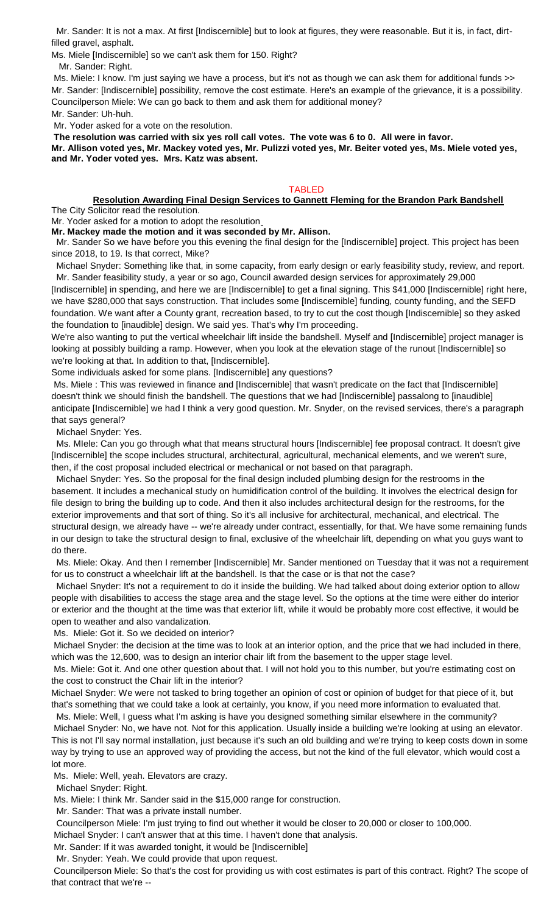Mr. Sander: It is not a max. At first [Indiscernible] but to look at figures, they were reasonable. But it is, in fact, dirt-filled gravel, asphalt.

Ms. Miele [Indiscernible] so we can't ask them for 150. Right?

Mr. Sander: Right.

Ms. Miele: I know. I'm just saying we have a process, but it's not as though we can ask them for additional funds >>
Mr. Sander: [Indiscernible] possibility, remove the cost estimate. Here's an example of the grievance, it is a possibility.
Councilperson Miele: We can go back to them and ask them for additional money?

Mr. Sander: Uh-huh.

Mr. Yoder asked for a vote on the resolution.

**The resolution was carried with six yes roll call votes. The vote was 6 to 0. All were in favor.**
**Mr. Allison voted yes, Mr. Mackey voted yes, Mr. Pulizzi voted yes, Mr. Beiter voted yes, Ms. Miele voted yes, and Mr. Yoder voted yes. Mrs. Katz was absent.**

TABLED

**Resolution Awarding Final Design Services to Gannett Fleming for the Brandon Park Bandshell**

The City Solicitor read the resolution.

Mr. Yoder asked for a motion to adopt the resolution.

**Mr. Mackey made the motion and it was seconded by Mr. Allison.**

Mr. Sander So we have before you this evening the final design for the [Indiscernible] project. This project has been since 2018, to 19. Is that correct, Mike?

Michael Snyder: Something like that, in some capacity, from early design or early feasibility study, review, and report.
Mr. Sander feasibility study, a year or so ago, Council awarded design services for approximately 29,000 [Indiscernible] in spending, and here we are [Indiscernible] to get a final signing. This $41,000 [Indiscernible] right here, we have $280,000 that says construction. That includes some [Indiscernible] funding, county funding, and the SEFD foundation. We want after a County grant, recreation based, to try to cut the cost though [Indiscernible] so they asked the foundation to [inaudible] design. We said yes. That's why I'm proceeding.

We're also wanting to put the vertical wheelchair lift inside the bandshell. Myself and [Indiscernible] project manager is looking at possibly building a ramp. However, when you look at the elevation stage of the runout [Indiscernible] so we're looking at that. In addition to that, [Indiscernible].

Some individuals asked for some plans. [Indiscernible] any questions?

Ms. Miele : This was reviewed in finance and [Indiscernible] that wasn't predicate on the fact that [Indiscernible] doesn't think we should finish the bandshell. The questions that we had [Indiscernible] passalong to [inaudible] anticipate [Indiscernible] we had I think a very good question. Mr. Snyder, on the revised services, there's a paragraph that says general?

Michael Snyder: Yes.

Ms. MIele: Can you go through what that means structural hours [Indiscernible] fee proposal contract. It doesn't give [Indiscernible] the scope includes structural, architectural, agricultural, mechanical elements, and we weren't sure, then, if the cost proposal included electrical or mechanical or not based on that paragraph.

Michael Snyder: Yes. So the proposal for the final design included plumbing design for the restrooms in the basement. It includes a mechanical study on humidification control of the building. It involves the electrical design for file design to bring the building up to code. And then it also includes architectural design for the restrooms, for the exterior improvements and that sort of thing. So it's all inclusive for architectural, mechanical, and electrical. The structural design, we already have -- we're already under contract, essentially, for that. We have some remaining funds in our design to take the structural design to final, exclusive of the wheelchair lift, depending on what you guys want to do there.

Ms. Miele: Okay. And then I remember [Indiscernible] Mr. Sander mentioned on Tuesday that it was not a requirement for us to construct a wheelchair lift at the bandshell. Is that the case or is that not the case?

Michael Snyder: It's not a requirement to do it inside the building. We had talked about doing exterior option to allow people with disabilities to access the stage area and the stage level. So the options at the time were either do interior or exterior and the thought at the time was that exterior lift, while it would be probably more cost effective, it would be open to weather and also vandalization.

Ms. Miele: Got it. So we decided on interior?

Michael Snyder: the decision at the time was to look at an interior option, and the price that we had included in there, which was the 12,600, was to design an interior chair lift from the basement to the upper stage level.

Ms. Miele: Got it. And one other question about that. I will not hold you to this number, but you're estimating cost on the cost to construct the Chair lift in the interior?

Michael Snyder: We were not tasked to bring together an opinion of cost or opinion of budget for that piece of it, but that's something that we could take a look at certainly, you know, if you need more information to evaluated that.

Ms. Miele: Well, I guess what I'm asking is have you designed something similar elsewhere in the community?

Michael Snyder: No, we have not. Not for this application. Usually inside a building we're looking at using an elevator. This is not I'll say normal installation, just because it's such an old building and we're trying to keep costs down in some way by trying to use an approved way of providing the access, but not the kind of the full elevator, which would cost a lot more.

Ms. Miele: Well, yeah. Elevators are crazy.

Michael Snyder: Right.

Ms. Miele: I think Mr. Sander said in the $15,000 range for construction.

Mr. Sander: That was a private install number.

Councilperson Miele: I'm just trying to find out whether it would be closer to 20,000 or closer to 100,000.

Michael Snyder: I can't answer that at this time. I haven't done that analysis.

Mr. Sander: If it was awarded tonight, it would be [Indiscernible]

Mr. Snyder: Yeah. We could provide that upon request.

Councilperson Miele: So that's the cost for providing us with cost estimates is part of this contract. Right? The scope of that contract that we're --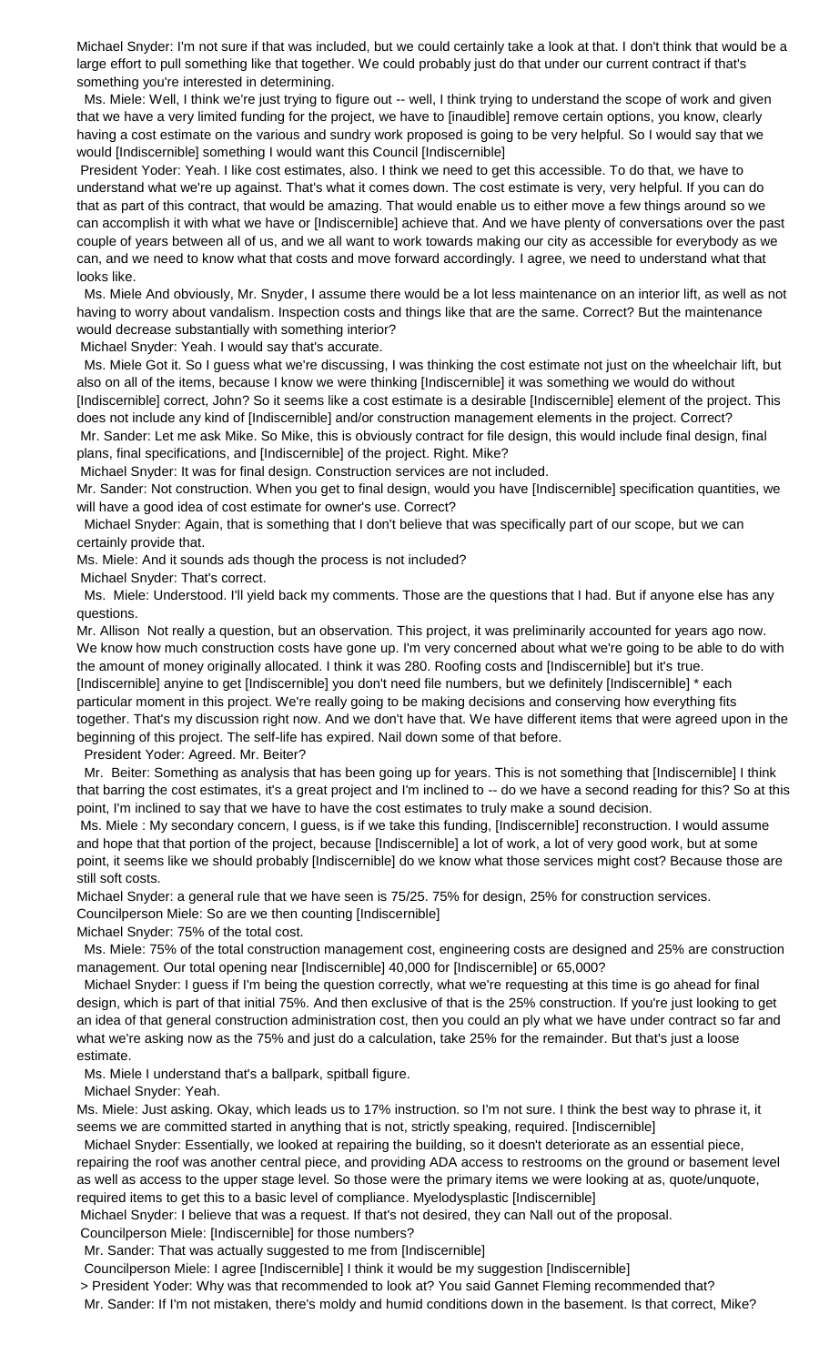Michael Snyder: I'm not sure if that was included, but we could certainly take a look at that. I don't think that would be a large effort to pull something like that together. We could probably just do that under our current contract if that's something you're interested in determining.

Ms. Miele: Well, I think we're just trying to figure out -- well, I think trying to understand the scope of work and given that we have a very limited funding for the project, we have to [inaudible] remove certain options, you know, clearly having a cost estimate on the various and sundry work proposed is going to be very helpful. So I would say that we would [Indiscernible] something I would want this Council [Indiscernible]

President Yoder: Yeah. I like cost estimates, also. I think we need to get this accessible. To do that, we have to understand what we're up against. That's what it comes down. The cost estimate is very, very helpful. If you can do that as part of this contract, that would be amazing. That would enable us to either move a few things around so we can accomplish it with what we have or [Indiscernible] achieve that. And we have plenty of conversations over the past couple of years between all of us, and we all want to work towards making our city as accessible for everybody as we can, and we need to know what that costs and move forward accordingly. I agree, we need to understand what that looks like.

Ms. Miele And obviously, Mr. Snyder, I assume there would be a lot less maintenance on an interior lift, as well as not having to worry about vandalism. Inspection costs and things like that are the same. Correct? But the maintenance would decrease substantially with something interior?

Michael Snyder: Yeah. I would say that's accurate.

Ms. Miele Got it. So I guess what we're discussing, I was thinking the cost estimate not just on the wheelchair lift, but also on all of the items, because I know we were thinking [Indiscernible] it was something we would do without [Indiscernible] correct, John? So it seems like a cost estimate is a desirable [Indiscernible] element of the project. This does not include any kind of [Indiscernible] and/or construction management elements in the project. Correct?

Mr. Sander: Let me ask Mike. So Mike, this is obviously contract for file design, this would include final design, final plans, final specifications, and [Indiscernible] of the project. Right. Mike?

Michael Snyder: It was for final design. Construction services are not included.

Mr. Sander: Not construction. When you get to final design, would you have [Indiscernible] specification quantities, we will have a good idea of cost estimate for owner's use. Correct?

Michael Snyder: Again, that is something that I don't believe that was specifically part of our scope, but we can certainly provide that.

Ms. Miele: And it sounds ads though the process is not included?

Michael Snyder: That's correct.

Ms. Miele: Understood. I'll yield back my comments. Those are the questions that I had. But if anyone else has any questions.

Mr. Allison Not really a question, but an observation. This project, it was preliminarily accounted for years ago now. We know how much construction costs have gone up. I'm very concerned about what we're going to be able to do with the amount of money originally allocated. I think it was 280. Roofing costs and [Indiscernible] but it's true. [Indiscernible] anyine to get [Indiscernible] you don't need file numbers, but we definitely [Indiscernible] * each particular moment in this project. We're really going to be making decisions and conserving how everything fits together. That's my discussion right now. And we don't have that. We have different items that were agreed upon in the beginning of this project. The self-life has expired. Nail down some of that before.

President Yoder: Agreed. Mr. Beiter?

Mr. Beiter: Something as analysis that has been going up for years. This is not something that [Indiscernible] I think that barring the cost estimates, it's a great project and I'm inclined to -- do we have a second reading for this? So at this point, I'm inclined to say that we have to have the cost estimates to truly make a sound decision.

Ms. Miele : My secondary concern, I guess, is if we take this funding, [Indiscernible] reconstruction. I would assume and hope that that portion of the project, because [Indiscernible] a lot of work, a lot of very good work, but at some point, it seems like we should probably [Indiscernible] do we know what those services might cost? Because those are still soft costs.

Michael Snyder: a general rule that we have seen is 75/25. 75% for design, 25% for construction services.

Councilperson Miele: So are we then counting [Indiscernible]

Michael Snyder: 75% of the total cost.

Ms. Miele: 75% of the total construction management cost, engineering costs are designed and 25% are construction management. Our total opening near [Indiscernible] 40,000 for [Indiscernible] or 65,000?

Michael Snyder: I guess if I'm being the question correctly, what we're requesting at this time is go ahead for final design, which is part of that initial 75%. And then exclusive of that is the 25% construction. If you're just looking to get an idea of that general construction administration cost, then you could an ply what we have under contract so far and what we're asking now as the 75% and just do a calculation, take 25% for the remainder. But that's just a loose estimate.

Ms. Miele I understand that's a ballpark, spitball figure.

Michael Snyder: Yeah.

Ms. Miele: Just asking. Okay, which leads us to 17% instruction. so I'm not sure. I think the best way to phrase it, it seems we are committed started in anything that is not, strictly speaking, required. [Indiscernible]

Michael Snyder: Essentially, we looked at repairing the building, so it doesn't deteriorate as an essential piece, repairing the roof was another central piece, and providing ADA access to restrooms on the ground or basement level as well as access to the upper stage level. So those were the primary items we were looking at as, quote/unquote, required items to get this to a basic level of compliance. Myelodysplastic [Indiscernible]

Michael Snyder: I believe that was a request. If that's not desired, they can Nall out of the proposal.

Councilperson Miele: [Indiscernible] for those numbers?

Mr. Sander: That was actually suggested to me from [Indiscernible]

Councilperson Miele: I agree [Indiscernible] I think it would be my suggestion [Indiscernible]

> President Yoder: Why was that recommended to look at? You said Gannet Fleming recommended that?

Mr. Sander: If I'm not mistaken, there's moldy and humid conditions down in the basement. Is that correct, Mike?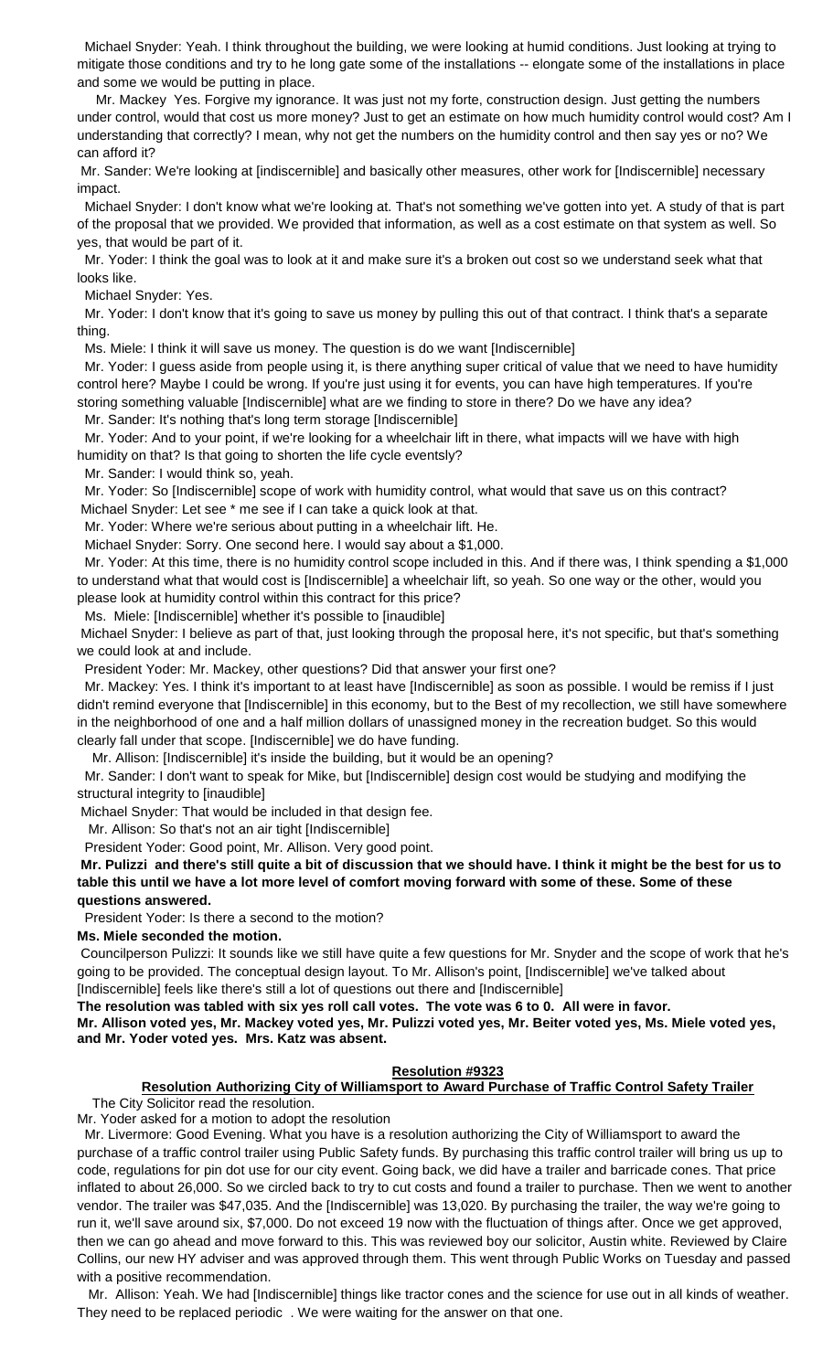Michael Snyder: Yeah. I think throughout the building, we were looking at humid conditions. Just looking at trying to mitigate those conditions and try to he long gate some of the installations -- elongate some of the installations in place and some we would be putting in place.

Mr. Mackey Yes. Forgive my ignorance. It was just not my forte, construction design. Just getting the numbers under control, would that cost us more money? Just to get an estimate on how much humidity control would cost? Am I understanding that correctly? I mean, why not get the numbers on the humidity control and then say yes or no? We can afford it?

Mr. Sander: We're looking at [indiscernible] and basically other measures, other work for [Indiscernible] necessary impact.

Michael Snyder: I don't know what we're looking at. That's not something we've gotten into yet. A study of that is part of the proposal that we provided. We provided that information, as well as a cost estimate on that system as well. So yes, that would be part of it.

Mr. Yoder: I think the goal was to look at it and make sure it's a broken out cost so we understand seek what that looks like.

Michael Snyder: Yes.

Mr. Yoder: I don't know that it's going to save us money by pulling this out of that contract. I think that's a separate thing.

Ms. Miele: I think it will save us money. The question is do we want [Indiscernible]

Mr. Yoder: I guess aside from people using it, is there anything super critical of value that we need to have humidity control here? Maybe I could be wrong. If you're just using it for events, you can have high temperatures. If you're storing something valuable [Indiscernible] what are we finding to store in there? Do we have any idea?

Mr. Sander: It's nothing that's long term storage [Indiscernible]

Mr. Yoder: And to your point, if we're looking for a wheelchair lift in there, what impacts will we have with high humidity on that? Is that going to shorten the life cycle eventsly?

Mr. Sander: I would think so, yeah.

Mr. Yoder: So [Indiscernible] scope of work with humidity control, what would that save us on this contract?

Michael Snyder: Let see * me see if I can take a quick look at that.

Mr. Yoder: Where we're serious about putting in a wheelchair lift. He.

Michael Snyder: Sorry. One second here. I would say about a $1,000.

Mr. Yoder: At this time, there is no humidity control scope included in this. And if there was, I think spending a $1,000 to understand what that would cost is [Indiscernible] a wheelchair lift, so yeah. So one way or the other, would you please look at humidity control within this contract for this price?

Ms. Miele: [Indiscernible] whether it's possible to [inaudible]

Michael Snyder: I believe as part of that, just looking through the proposal here, it's not specific, but that's something we could look at and include.

President Yoder: Mr. Mackey, other questions? Did that answer your first one?

Mr. Mackey: Yes. I think it's important to at least have [Indiscernible] as soon as possible. I would be remiss if I just didn't remind everyone that [Indiscernible] in this economy, but to the Best of my recollection, we still have somewhere in the neighborhood of one and a half million dollars of unassigned money in the recreation budget. So this would clearly fall under that scope. [Indiscernible] we do have funding.

Mr. Allison: [Indiscernible] it's inside the building, but it would be an opening?

Mr. Sander: I don't want to speak for Mike, but [Indiscernible] design cost would be studying and modifying the structural integrity to [inaudible]

Michael Snyder: That would be included in that design fee.

Mr. Allison: So that's not an air tight [Indiscernible]

President Yoder: Good point, Mr. Allison. Very good point.

**Mr. Pulizzi and there's still quite a bit of discussion that we should have. I think it might be the best for us to table this until we have a lot more level of comfort moving forward with some of these. Some of these questions answered.**

President Yoder: Is there a second to the motion?

**Ms. Miele seconded the motion.**

Councilperson Pulizzi: It sounds like we still have quite a few questions for Mr. Snyder and the scope of work that he's going to be provided. The conceptual design layout. To Mr. Allison's point, [Indiscernible] we've talked about [Indiscernible] feels like there's still a lot of questions out there and [Indiscernible]

**The resolution was tabled with six yes roll call votes. The vote was 6 to 0. All were in favor.**

**Mr. Allison voted yes, Mr. Mackey voted yes, Mr. Pulizzi voted yes, Mr. Beiter voted yes, Ms. Miele voted yes, and Mr. Yoder voted yes. Mrs. Katz was absent.**

## Resolution #9323

### Resolution Authorizing City of Williamsport to Award Purchase of Traffic Control Safety Trailer

The City Solicitor read the resolution.

Mr. Yoder asked for a motion to adopt the resolution

Mr. Livermore: Good Evening. What you have is a resolution authorizing the City of Williamsport to award the purchase of a traffic control trailer using Public Safety funds. By purchasing this traffic control trailer will bring us up to code, regulations for pin dot use for our city event. Going back, we did have a trailer and barricade cones. That price inflated to about 26,000. So we circled back to try to cut costs and found a trailer to purchase. Then we went to another vendor. The trailer was $47,035. And the [Indiscernible] was 13,020. By purchasing the trailer, the way we're going to run it, we'll save around six, $7,000. Do not exceed 19 now with the fluctuation of things after. Once we get approved, then we can go ahead and move forward to this. This was reviewed boy our solicitor, Austin white. Reviewed by Claire Collins, our new HY adviser and was approved through them. This went through Public Works on Tuesday and passed with a positive recommendation.

Mr. Allison: Yeah. We had [Indiscernible] things like tractor cones and the science for use out in all kinds of weather. They need to be replaced periodic . We were waiting for the answer on that one.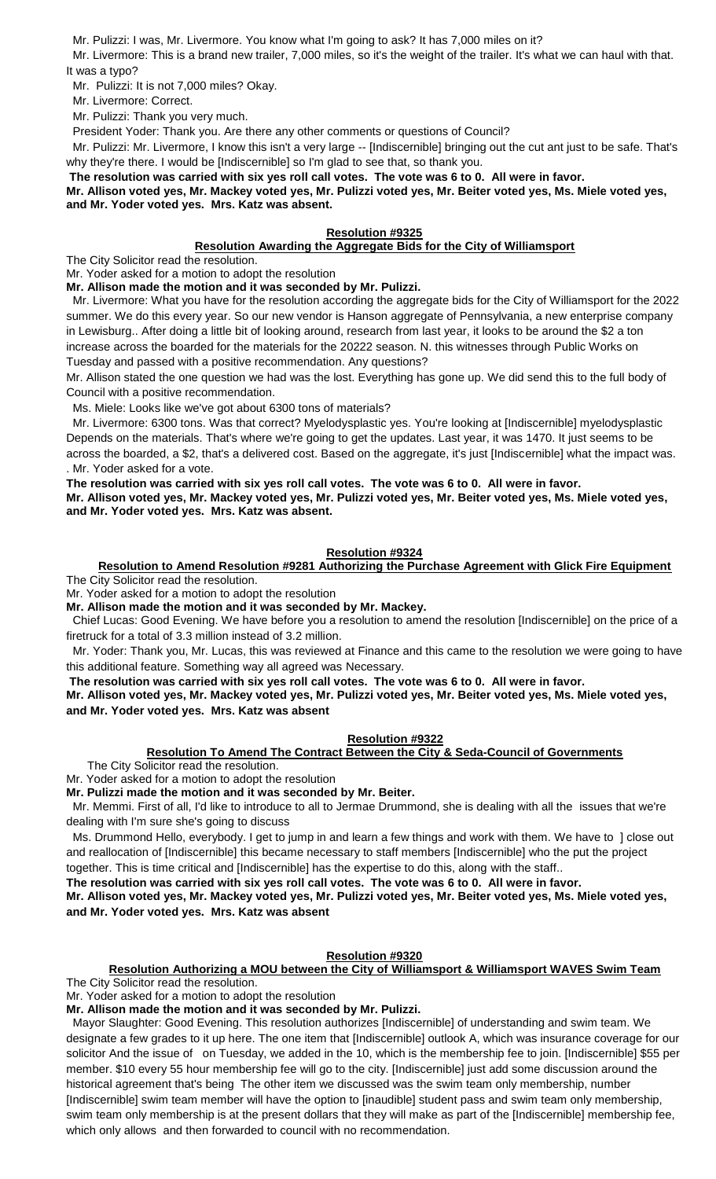Mr. Pulizzi: I was, Mr. Livermore. You know what I'm going to ask? It has 7,000 miles on it?

Mr. Livermore: This is a brand new trailer, 7,000 miles, so it's the weight of the trailer. It's what we can haul with that. It was a typo?

Mr. Pulizzi: It is not 7,000 miles? Okay.

Mr. Livermore: Correct.

Mr. Pulizzi: Thank you very much.

President Yoder: Thank you. Are there any other comments or questions of Council?

Mr. Pulizzi: Mr. Livermore, I know this isn't a very large -- [Indiscernible] bringing out the cut ant just to be safe. That's why they're there. I would be [Indiscernible] so I'm glad to see that, so thank you.

**The resolution was carried with six yes roll call votes. The vote was 6 to 0. All were in favor.**

**Mr. Allison voted yes, Mr. Mackey voted yes, Mr. Pulizzi voted yes, Mr. Beiter voted yes, Ms. Miele voted yes, and Mr. Yoder voted yes. Mrs. Katz was absent.**

**Resolution #9325**

**Resolution Awarding the Aggregate Bids for the City of Williamsport**

The City Solicitor read the resolution.

Mr. Yoder asked for a motion to adopt the resolution

**Mr. Allison made the motion and it was seconded by Mr. Pulizzi.**

Mr. Livermore: What you have for the resolution according the aggregate bids for the City of Williamsport for the 2022 summer. We do this every year. So our new vendor is Hanson aggregate of Pennsylvania, a new enterprise company in Lewisburg.. After doing a little bit of looking around, research from last year, it looks to be around the $2 a ton increase across the boarded for the materials for the 20222 season. N. this witnesses through Public Works on Tuesday and passed with a positive recommendation. Any questions?

Mr. Allison stated the one question we had was the lost. Everything has gone up. We did send this to the full body of Council with a positive recommendation.

Ms. Miele: Looks like we've got about 6300 tons of materials?

Mr. Livermore: 6300 tons. Was that correct? Myelodysplastic yes. You're looking at [Indiscernible] myelodysplastic Depends on the materials. That's where we're going to get the updates. Last year, it was 1470. It just seems to be across the boarded, a $2, that's a delivered cost. Based on the aggregate, it's just [Indiscernible] what the impact was. . Mr. Yoder asked for a vote.

**The resolution was carried with six yes roll call votes. The vote was 6 to 0. All were in favor.**

**Mr. Allison voted yes, Mr. Mackey voted yes, Mr. Pulizzi voted yes, Mr. Beiter voted yes, Ms. Miele voted yes, and Mr. Yoder voted yes. Mrs. Katz was absent.**

**Resolution #9324**

**Resolution to Amend Resolution #9281 Authorizing the Purchase Agreement with Glick Fire Equipment**

The City Solicitor read the resolution.

Mr. Yoder asked for a motion to adopt the resolution

**Mr. Allison made the motion and it was seconded by Mr. Mackey.**

Chief Lucas: Good Evening. We have before you a resolution to amend the resolution [Indiscernible] on the price of a firetruck for a total of 3.3 million instead of 3.2 million.

Mr. Yoder: Thank you, Mr. Lucas, this was reviewed at Finance and this came to the resolution we were going to have this additional feature. Something way all agreed was Necessary.

**The resolution was carried with six yes roll call votes. The vote was 6 to 0. All were in favor.**

**Mr. Allison voted yes, Mr. Mackey voted yes, Mr. Pulizzi voted yes, Mr. Beiter voted yes, Ms. Miele voted yes, and Mr. Yoder voted yes. Mrs. Katz was absent**

**Resolution #9322**

**Resolution To Amend The Contract Between the City & Seda-Council of Governments**

The City Solicitor read the resolution.

Mr. Yoder asked for a motion to adopt the resolution

**Mr. Pulizzi made the motion and it was seconded by Mr. Beiter.**

Mr. Memmi. First of all, I'd like to introduce to all to Jermae Drummond, she is dealing with all the issues that we're dealing with I'm sure she's going to discuss

Ms. Drummond Hello, everybody. I get to jump in and learn a few things and work with them. We have to ] close out and reallocation of [Indiscernible] this became necessary to staff members [Indiscernible] who the put the project together. This is time critical and [Indiscernible] has the expertise to do this, along with the staff..

**The resolution was carried with six yes roll call votes. The vote was 6 to 0. All were in favor.**

**Mr. Allison voted yes, Mr. Mackey voted yes, Mr. Pulizzi voted yes, Mr. Beiter voted yes, Ms. Miele voted yes, and Mr. Yoder voted yes. Mrs. Katz was absent**

**Resolution #9320**

**Resolution Authorizing a MOU between the City of Williamsport & Williamsport WAVES Swim Team**

The City Solicitor read the resolution.

Mr. Yoder asked for a motion to adopt the resolution

**Mr. Allison made the motion and it was seconded by Mr. Pulizzi.**

Mayor Slaughter: Good Evening. This resolution authorizes [Indiscernible] of understanding and swim team. We designate a few grades to it up here. The one item that [Indiscernible] outlook A, which was insurance coverage for our solicitor And the issue of on Tuesday, we added in the 10, which is the membership fee to join. [Indiscernible] $55 per member. $10 every 55 hour membership fee will go to the city. [Indiscernible] just add some discussion around the historical agreement that's being The other item we discussed was the swim team only membership, number [Indiscernible] swim team member will have the option to [inaudible] student pass and swim team only membership, swim team only membership is at the present dollars that they will make as part of the [Indiscernible] membership fee, which only allows and then forwarded to council with no recommendation.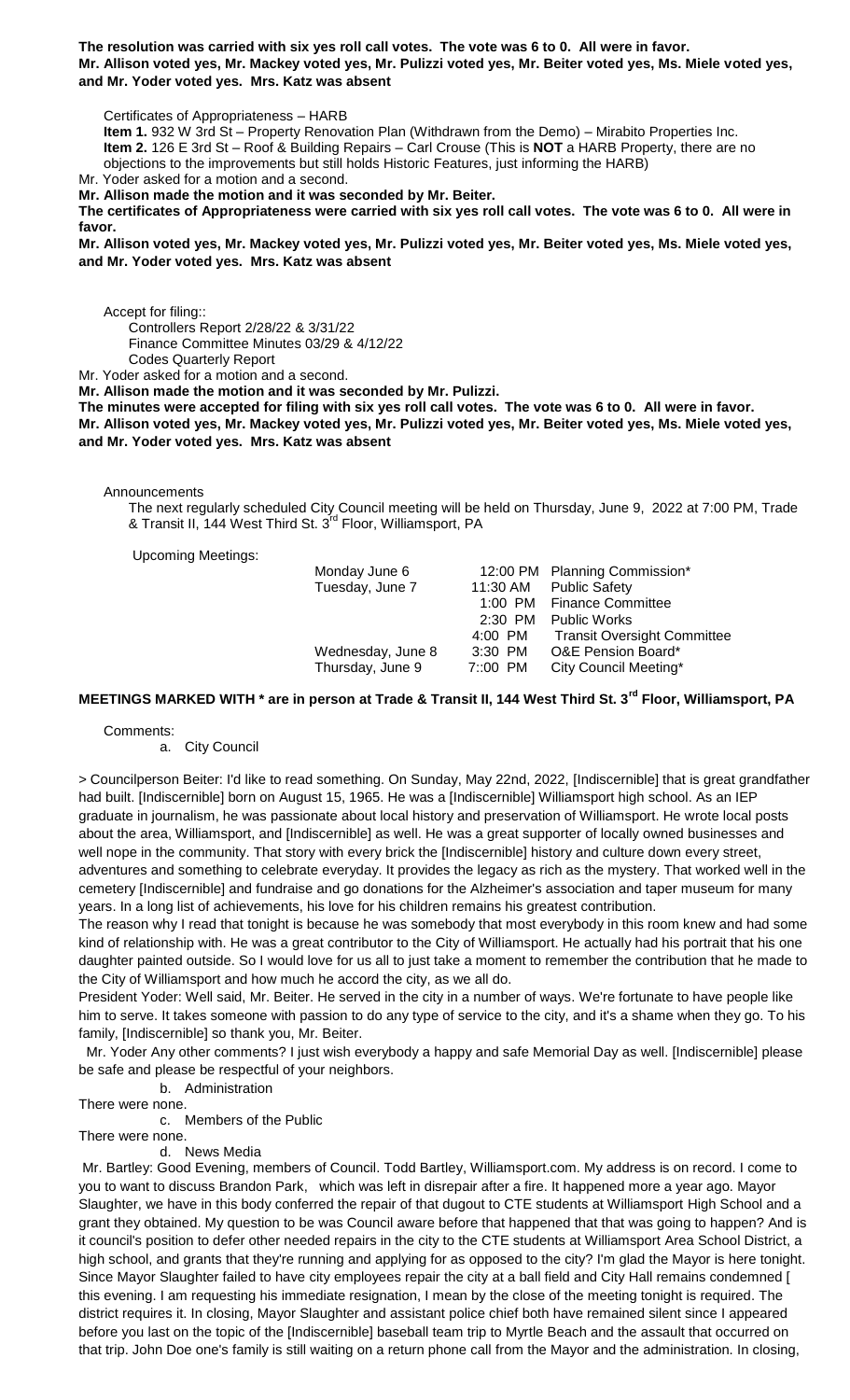**The resolution was carried with six yes roll call votes. The vote was 6 to 0. All were in favor.**
**Mr. Allison voted yes, Mr. Mackey voted yes, Mr. Pulizzi voted yes, Mr. Beiter voted yes, Ms. Miele voted yes, and Mr. Yoder voted yes. Mrs. Katz was absent**

Certificates of Appropriateness – HARB

**Item 1.** 932 W 3rd St – Property Renovation Plan (Withdrawn from the Demo) – Mirabito Properties Inc.
**Item 2.** 126 E 3rd St – Roof & Building Repairs – Carl Crouse (This is **NOT** a HARB Property, there are no objections to the improvements but still holds Historic Features, just informing the HARB)

Mr. Yoder asked for a motion and a second.
**Mr. Allison made the motion and it was seconded by Mr. Beiter.**
**The certificates of Appropriateness were carried with six yes roll call votes. The vote was 6 to 0. All were in favor.**
**Mr. Allison voted yes, Mr. Mackey voted yes, Mr. Pulizzi voted yes, Mr. Beiter voted yes, Ms. Miele voted yes, and Mr. Yoder voted yes. Mrs. Katz was absent**

Accept for filing::
Controllers Report 2/28/22 & 3/31/22
Finance Committee Minutes 03/29 & 4/12/22
Codes Quarterly Report

Mr. Yoder asked for a motion and a second.
**Mr. Allison made the motion and it was seconded by Mr. Pulizzi.**
**The minutes were accepted for filing with six yes roll call votes. The vote was 6 to 0. All were in favor.**
**Mr. Allison voted yes, Mr. Mackey voted yes, Mr. Pulizzi voted yes, Mr. Beiter voted yes, Ms. Miele voted yes, and Mr. Yoder voted yes. Mrs. Katz was absent**

Announcements

The next regularly scheduled City Council meeting will be held on Thursday, June 9, 2022 at 7:00 PM, Trade & Transit II, 144 West Third St. 3rd Floor, Williamsport, PA

Upcoming Meetings:

| | | |
|---|---|---|
| Monday June 6 | 12:00 PM | Planning Commission* |
| Tuesday, June 7 | 11:30 AM | Public Safety |
| | 1:00 PM | Finance Committee |
| | 2:30 PM | Public Works |
| | 4:00 PM | Transit Oversight Committee |
| Wednesday, June 8 | 3:30 PM | O&E Pension Board* |
| Thursday, June 9 | 7::00 PM | City Council Meeting* |

**MEETINGS MARKED WITH * are in person at Trade & Transit II, 144 West Third St. 3rd Floor, Williamsport, PA**

Comments:

a. City Council

> Councilperson Beiter: I'd like to read something. On Sunday, May 22nd, 2022, [Indiscernible] that is great grandfather had built. [Indiscernible] born on August 15, 1965. He was a [Indiscernible] Williamsport high school. As an IEP graduate in journalism, he was passionate about local history and preservation of Williamsport. He wrote local posts about the area, Williamsport, and [Indiscernible] as well. He was a great supporter of locally owned businesses and well nope in the community. That story with every brick the [Indiscernible] history and culture down every street, adventures and something to celebrate everyday. It provides the legacy as rich as the mystery. That worked well in the cemetery [Indiscernible] and fundraise and go donations for the Alzheimer's association and taper museum for many years. In a long list of achievements, his love for his children remains his greatest contribution.

The reason why I read that tonight is because he was somebody that most everybody in this room knew and had some kind of relationship with. He was a great contributor to the City of Williamsport. He actually had his portrait that his one daughter painted outside. So I would love for us all to just take a moment to remember the contribution that he made to the City of Williamsport and how much he accord the city, as we all do.

President Yoder: Well said, Mr. Beiter. He served in the city in a number of ways. We're fortunate to have people like him to serve. It takes someone with passion to do any type of service to the city, and it's a shame when they go. To his family, [Indiscernible] so thank you, Mr. Beiter.

Mr. Yoder Any other comments? I just wish everybody a happy and safe Memorial Day as well. [Indiscernible] please be safe and please be respectful of your neighbors.

b. Administration

There were none.

c. Members of the Public

There were none.

d. News Media

Mr. Bartley: Good Evening, members of Council. Todd Bartley, Williamsport.com. My address is on record. I come to you to want to discuss Brandon Park, which was left in disrepair after a fire. It happened more a year ago. Mayor Slaughter, we have in this body conferred the repair of that dugout to CTE students at Williamsport High School and a grant they obtained. My question to be was Council aware before that happened that that was going to happen? And is it council's position to defer other needed repairs in the city to the CTE students at Williamsport Area School District, a high school, and grants that they're running and applying for as opposed to the city? I'm glad the Mayor is here tonight. Since Mayor Slaughter failed to have city employees repair the city at a ball field and City Hall remains condemned [ this evening. I am requesting his immediate resignation, I mean by the close of the meeting tonight is required. The district requires it. In closing, Mayor Slaughter and assistant police chief both have remained silent since I appeared before you last on the topic of the [Indiscernible] baseball team trip to Myrtle Beach and the assault that occurred on that trip. John Doe one's family is still waiting on a return phone call from the Mayor and the administration. In closing,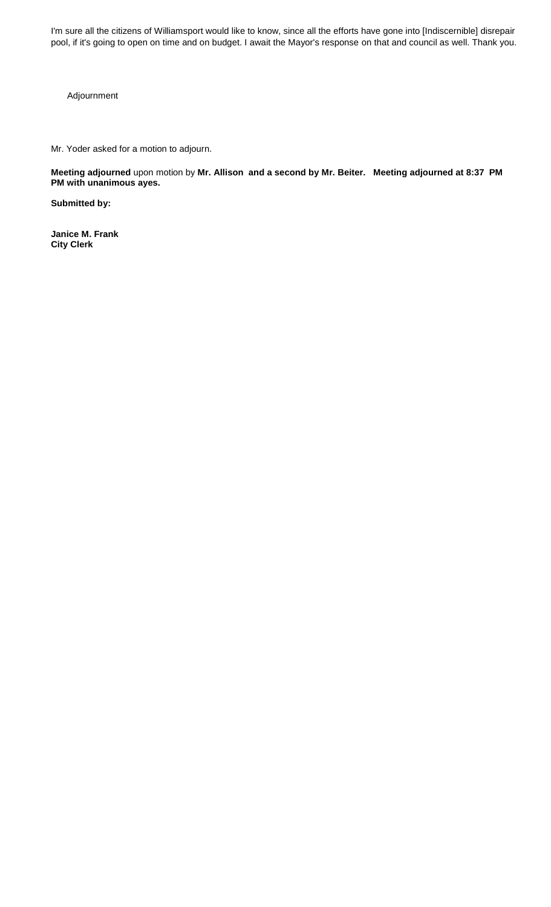I'm sure all the citizens of Williamsport would like to know, since all the efforts have gone into [Indiscernible] disrepair pool, if it's going to open on time and on budget. I await the Mayor's response on that and council as well. Thank you.

Adjournment

Mr. Yoder asked for a motion to adjourn.

**Meeting adjourned** upon motion by **Mr. Allison and a second by Mr. Beiter. Meeting adjourned at 8:37 PM PM with unanimous ayes.**

**Submitted by:**

**Janice M. Frank**
**City Clerk**